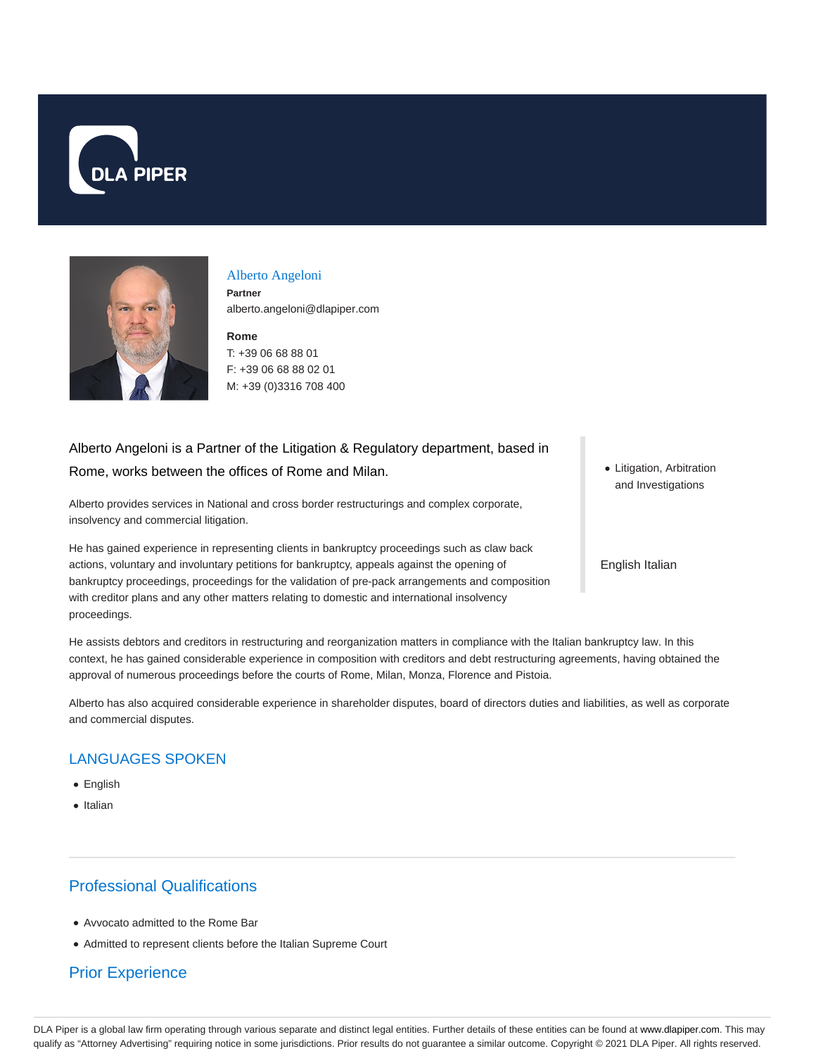# Alberto Angeloni

**Partner**

alberto.angeloni@dlapiper.com

**Rome**

T: +39 06 68 88 01

F: +39 06 68 88 02 01

M: +39 (0)3316 708 400

Alberto Angeloni is a Partner of the Litigation & Regulatory department, based in Rome, works between the offices of Rome and Milan.

- Litigation, Arbitration and Investigations

English Italian

Alberto provides services in National and cross border restructurings and complex corporate, insolvency and commercial litigation.

He has gained experience in representing clients in bankruptcy proceedings such as claw back actions, voluntary and involuntary petitions for bankruptcy, appeals against the opening of bankruptcy proceedings, proceedings for the validation of pre-pack arrangements and composition with creditor plans and any other matters relating to domestic and international insolvency proceedings.

He assists debtors and creditors in restructuring and reorganization matters in compliance with the Italian bankruptcy law. In this context, he has gained considerable experience in composition with creditors and debt restructuring agreements, having obtained the approval of numerous proceedings before the courts of Rome, Milan, Monza, Florence and Pistoia.

Alberto has also acquired considerable experience in shareholder disputes, board of directors duties and liabilities, as well as corporate and commercial disputes.

## LANGUAGES SPOKEN

- English
- Italian

## Professional Qualifications

- Avvocato admitted to the Rome Bar
- Admitted to represent clients before the Italian Supreme Court

## Prior Experience

DLA Piper is a global law firm operating through various separate and distinct legal entities. Further details of these entities can be found at www.dlapiper.com. This may qualify as "Attorney Advertising" requiring notice in some jurisdictions. Prior results do not guarantee a similar outcome. Copyright © 2021 DLA Piper. All rights reserved.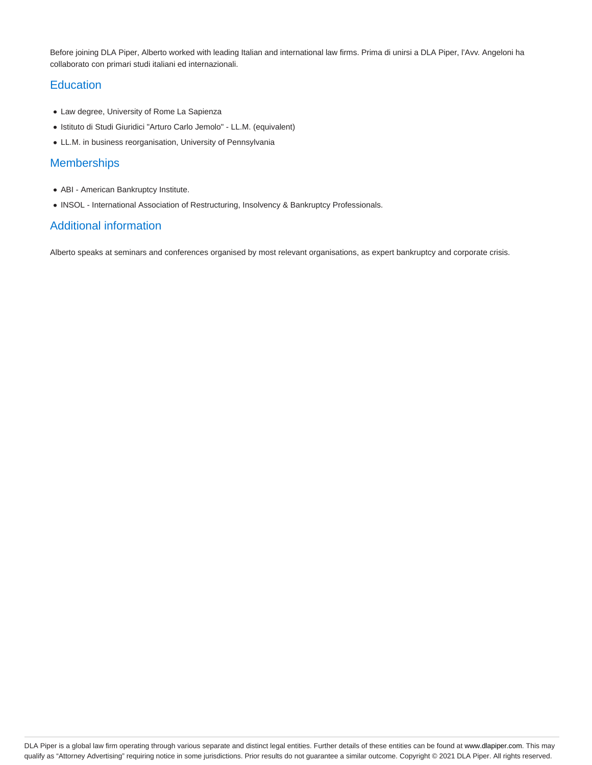Before joining DLA Piper, Alberto worked with leading Italian and international law firms. Prima di unirsi a DLA Piper, l'Avv. Angeloni ha collaborato con primari studi italiani ed internazionali.

## Education

- Law degree, University of Rome La Sapienza
- Istituto di Studi Giuridici "Arturo Carlo Jemolo" - LL.M. (equivalent)
- LL.M. in business reorganisation, University of Pennsylvania

## Memberships

- ABI - American Bankruptcy Institute.
- INSOL - International Association of Restructuring, Insolvency & Bankruptcy Professionals.

## Additional information

Alberto speaks at seminars and conferences organised by most relevant organisations, as expert bankruptcy and corporate crisis.

DLA Piper is a global law firm operating through various separate and distinct legal entities. Further details of these entities can be found at www.dlapiper.com. This may qualify as "Attorney Advertising" requiring notice in some jurisdictions. Prior results do not guarantee a similar outcome. Copyright © 2021 DLA Piper. All rights reserved.